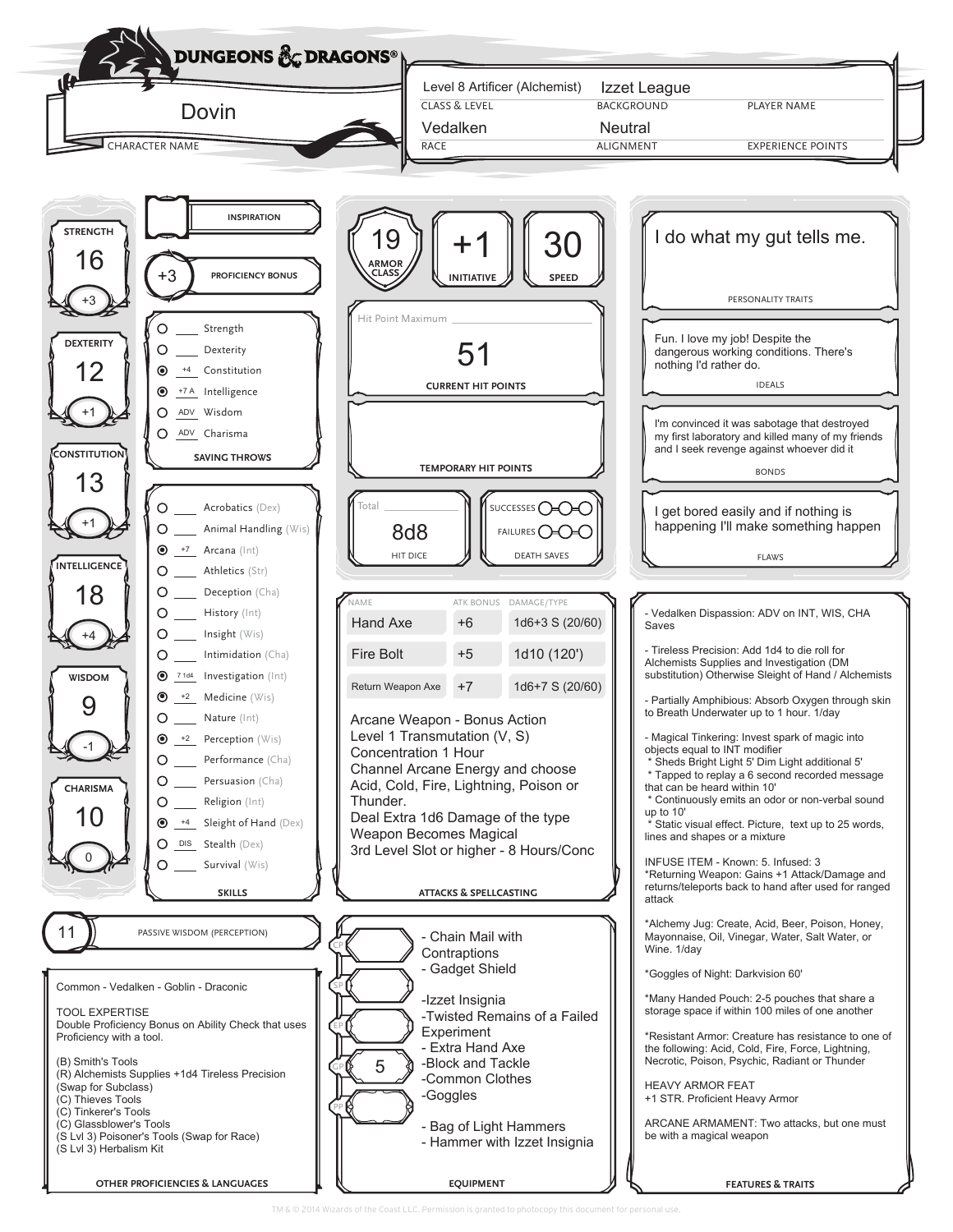# DUNGEONS & DRAGONS®

**CHARACTER NAME:** Dovin

| CLASS & LEVEL | BACKGROUND | PLAYER NAME |
|---|---|---|
| Level 8 Artificer (Alchemist) | Izzet League | |

| RACE | ALIGNMENT | EXPERIENCE POINTS |
|---|---|---|
| Vedalken | Neutral | |

## Ability Scores

| Ability | Score | Modifier |
|---|---|---|
| STRENGTH | 16 | +3 |
| DEXTERITY | 12 | +1 |
| CONSTITUTION | 13 | +1 |
| INTELLIGENCE | 18 | +4 |
| WISDOM | 9 | -1 |
| CHARISMA | 10 | 0 |

**INSPIRATION:**

**PROFICIENCY BONUS:** +3

## Saving Throws

| Proficient | Bonus | Save |
|---|---|---|
| ○ | | Strength |
| ○ | | Dexterity |
| ● | +4 | Constitution |
| ● | +7 A | Intelligence |
| ○ | ADV | Wisdom |
| ○ | ADV | Charisma |

## Skills

| Proficient | Bonus | Skill |
|---|---|---|
| ○ | | Acrobatics (Dex) |
| ○ | | Animal Handling (Wis) |
| ● | +7 | Arcana (Int) |
| ○ | | Athletics (Str) |
| ○ | | Deception (Cha) |
| ○ | | History (Int) |
| ○ | | Insight (Wis) |
| ○ | | Intimidation (Cha) |
| ● | 7 1d4 | Investigation (Int) |
| ● | +2 | Medicine (Wis) |
| ○ | | Nature (Int) |
| ● | +2 | Perception (Wis) |
| ○ | | Performance (Cha) |
| ○ | | Persuasion (Cha) |
| ○ | | Religion (Int) |
| ● | +4 | Sleight of Hand (Dex) |
| ○ | DIS | Stealth (Dex) |
| ○ | | Survival (Wis) |

**PASSIVE WISDOM (PERCEPTION):** 11

## Other Proficiencies & Languages

Common - Vedalken - Goblin - Draconic

TOOL EXPERTISE
Double Proficiency Bonus on Ability Check that uses Proficiency with a tool.

(B) Smith's Tools
(R) Alchemists Supplies +1d4 Tireless Precision (Swap for Subclass)
(C) Thieves Tools
(C) Tinkerer's Tools
(C) Glassblower's Tools
(S Lvl 3) Poisoner's Tools (Swap for Race)
(S Lvl 3) Herbalism Kit

## Combat

| ARMOR CLASS | INITIATIVE | SPEED |
|---|---|---|
| 19 | +1 | 30 |

**Hit Point Maximum:**

**CURRENT HIT POINTS:** 51

**TEMPORARY HIT POINTS:**

**HIT DICE:** 8d8 (Total: )

**DEATH SAVES:** Successes ○-○-○ Failures ○-○-○

## Attacks & Spellcasting

| NAME | ATK BONUS | DAMAGE/TYPE |
|---|---|---|
| Hand Axe | +6 | 1d6+3 S (20/60) |
| Fire Bolt | +5 | 1d10 (120') |
| Return Weapon Axe | +7 | 1d6+7 S (20/60) |

Arcane Weapon - Bonus Action
Level 1 Transmutation (V, S)
Concentration 1 Hour
Channel Arcane Energy and choose Acid, Cold, Fire, Lightning, Poison or Thunder.
Deal Extra 1d6 Damage of the type
Weapon Becomes Magical
3rd Level Slot or higher - 8 Hours/Conc

## Equipment

CP:
SP:
EP:
GP: 5
PP:

- Chain Mail with Contraptions
- Gadget Shield
- Izzet Insignia
- Twisted Remains of a Failed Experiment
- Extra Hand Axe
- Block and Tackle
- Common Clothes
- Goggles
- Bag of Light Hammers
- Hammer with Izzet Insignia

## Personality Traits

I do what my gut tells me.

## Ideals

Fun. I love my job! Despite the dangerous working conditions. There's nothing I'd rather do.

## Bonds

I'm convinced it was sabotage that destroyed my first laboratory and killed many of my friends and I seek revenge against whoever did it

## Flaws

I get bored easily and if nothing is happening I'll make something happen

## Features & Traits

- Vedalken Dispassion: ADV on INT, WIS, CHA Saves

- Tireless Precision: Add 1d4 to die roll for Alchemists Supplies and Investigation (DM substitution) Otherwise Sleight of Hand / Alchemists

- Partially Amphibious: Absorb Oxygen through skin to Breath Underwater up to 1 hour. 1/day

- Magical Tinkering: Invest spark of magic into objects equal to INT modifier
  * Sheds Bright Light 5' Dim Light additional 5'
  * Tapped to replay a 6 second recorded message that can be heard within 10'
  * Continuously emits an odor or non-verbal sound up to 10'
  * Static visual effect. Picture, text up to 25 words, lines and shapes or a mixture

INFUSE ITEM - Known: 5. Infused: 3
*Returning Weapon: Gains +1 Attack/Damage and returns/teleports back to hand after used for ranged attack

*Alchemy Jug: Create, Acid, Beer, Poison, Honey, Mayonnaise, Oil, Vinegar, Water, Salt Water, or Wine. 1/day

*Goggles of Night: Darkvision 60'

*Many Handed Pouch: 2-5 pouches that share a storage space if within 100 miles of one another

*Resistant Armor: Creature has resistance to one of the following: Acid, Cold, Fire, Force, Lightning, Necrotic, Poison, Psychic, Radiant or Thunder

HEAVY ARMOR FEAT
+1 STR. Proficient Heavy Armor

ARCANE ARMAMENT: Two attacks, but one must be with a magical weapon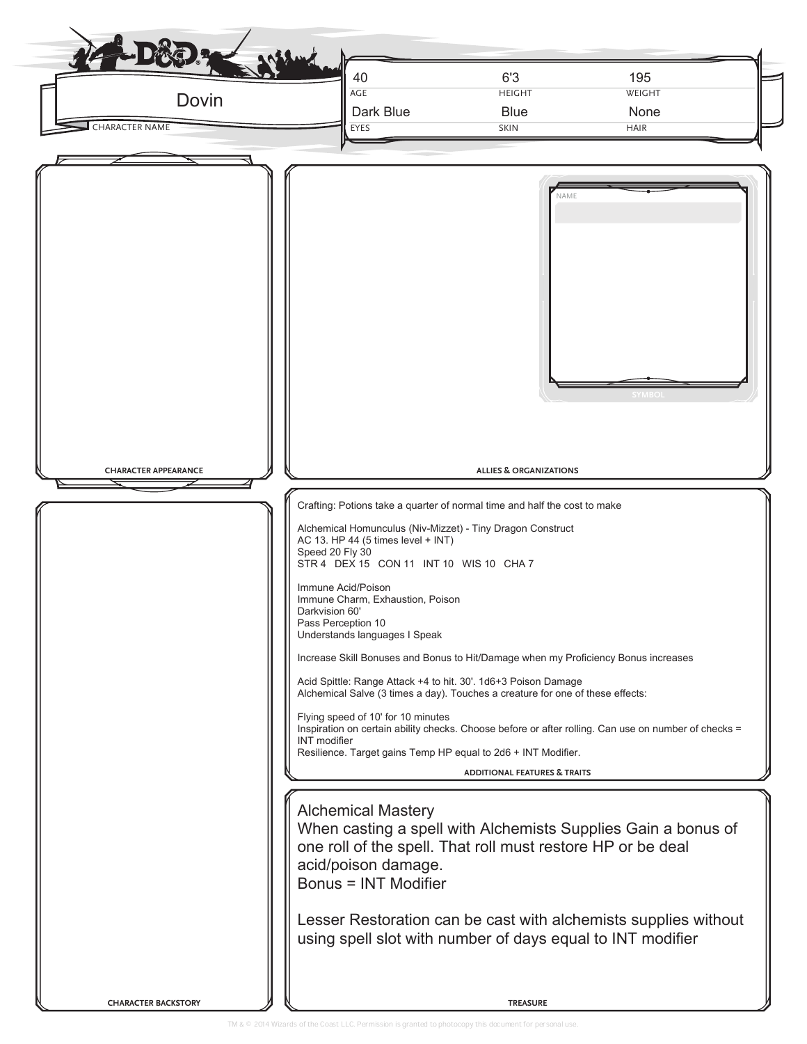**Dovin**
CHARACTER NAME

| AGE | HEIGHT | WEIGHT |
|---|---|---|
| 40 | 6'3 | 195 |

| EYES | SKIN | HAIR |
|---|---|---|
| Dark Blue | Blue | None |

**CHARACTER APPEARANCE**

**ALLIES & ORGANIZATIONS**

NAME

SYMBOL

**CHARACTER BACKSTORY**

**ADDITIONAL FEATURES & TRAITS**

Crafting: Potions take a quarter of normal time and half the cost to make

Alchemical Homunculus (Niv-Mizzet) - Tiny Dragon Construct
AC 13. HP 44 (5 times level + INT)
Speed 20 Fly 30
STR 4 DEX 15 CON 11 INT 10 WIS 10 CHA 7

Immune Acid/Poison
Immune Charm, Exhaustion, Poison
Darkvision 60'
Pass Perception 10
Understands languages I Speak

Increase Skill Bonuses and Bonus to Hit/Damage when my Proficiency Bonus increases

Acid Spittle: Range Attack +4 to hit. 30'. 1d6+3 Poison Damage
Alchemical Salve (3 times a day). Touches a creature for one of these effects:

Flying speed of 10' for 10 minutes
Inspiration on certain ability checks. Choose before or after rolling. Can use on number of checks = INT modifier
Resilience. Target gains Temp HP equal to 2d6 + INT Modifier.

**TREASURE**

Alchemical Mastery
When casting a spell with Alchemists Supplies Gain a bonus of one roll of the spell. That roll must restore HP or be deal acid/poison damage.
Bonus = INT Modifier

Lesser Restoration can be cast with alchemists supplies without using spell slot with number of days equal to INT modifier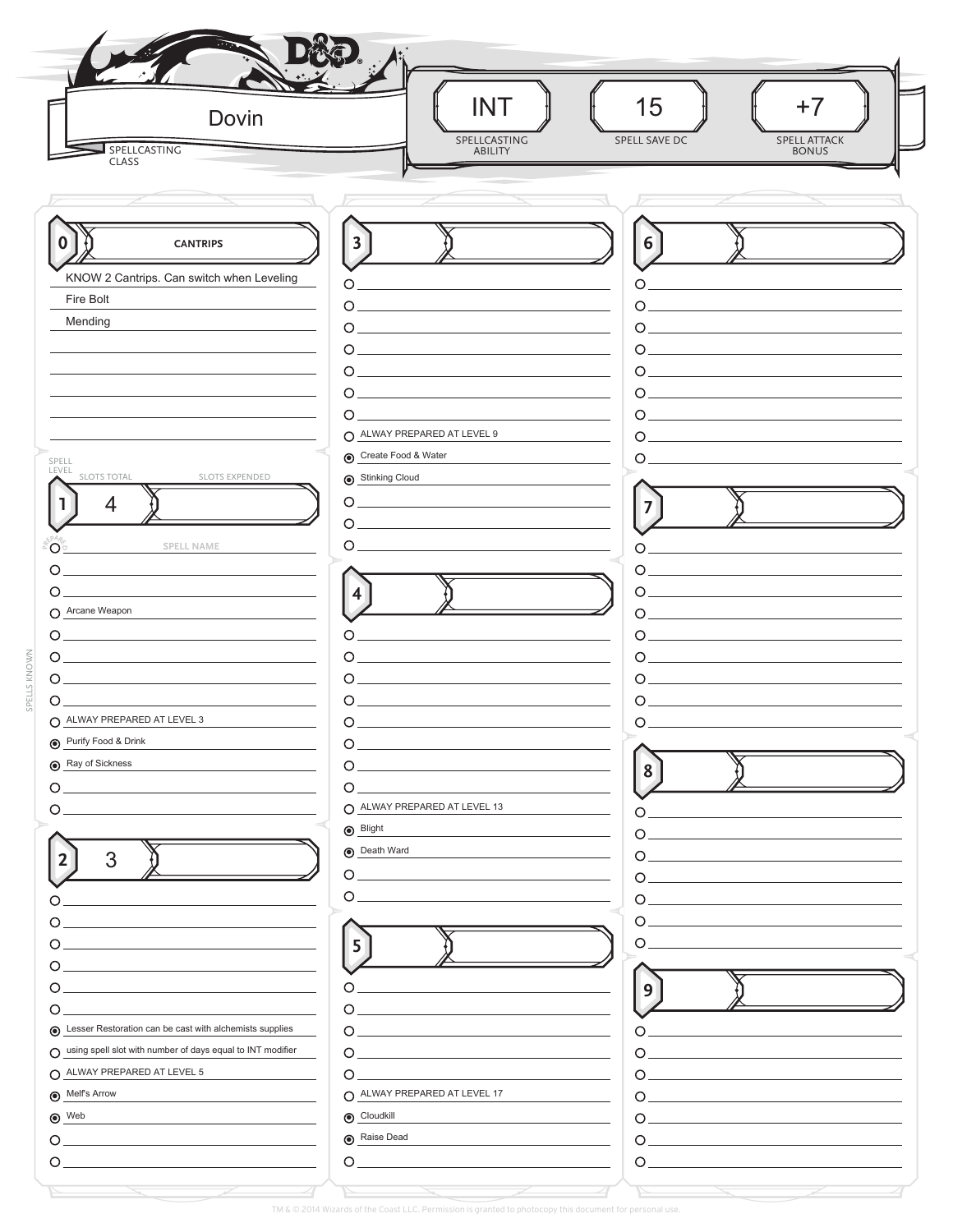**Spellcasting Class:** Dovin

| Spellcasting Ability | Spell Save DC | Spell Attack Bonus |
| --- | --- | --- |
| INT | 15 | +7 |

## 0 — Cantrips

KNOW 2 Cantrips. Can switch when Leveling

- Fire Bolt
- Mending

## 1 — Slots Total: 4

- ○ Arcane Weapon
- ○ ALWAY PREPARED AT LEVEL 3
- ◉ Purify Food & Drink
- ◉ Ray of Sickness

## 2 — Slots Total: 3

- ◉ Lesser Restoration can be cast with alchemists supplies
- ○ using spell slot with number of days equal to INT modifier
- ○ ALWAY PREPARED AT LEVEL 5
- ◉ Melf's Arrow
- ◉ Web

## 3

- ○ ALWAY PREPARED AT LEVEL 9
- ◉ Create Food & Water
- ◉ Stinking Cloud

## 4

- ○ ALWAY PREPARED AT LEVEL 13
- ◉ Blight
- ◉ Death Ward

## 5

- ○ ALWAY PREPARED AT LEVEL 17
- ◉ Cloudkill
- ◉ Raise Dead

## 6

## 7

## 8

## 9